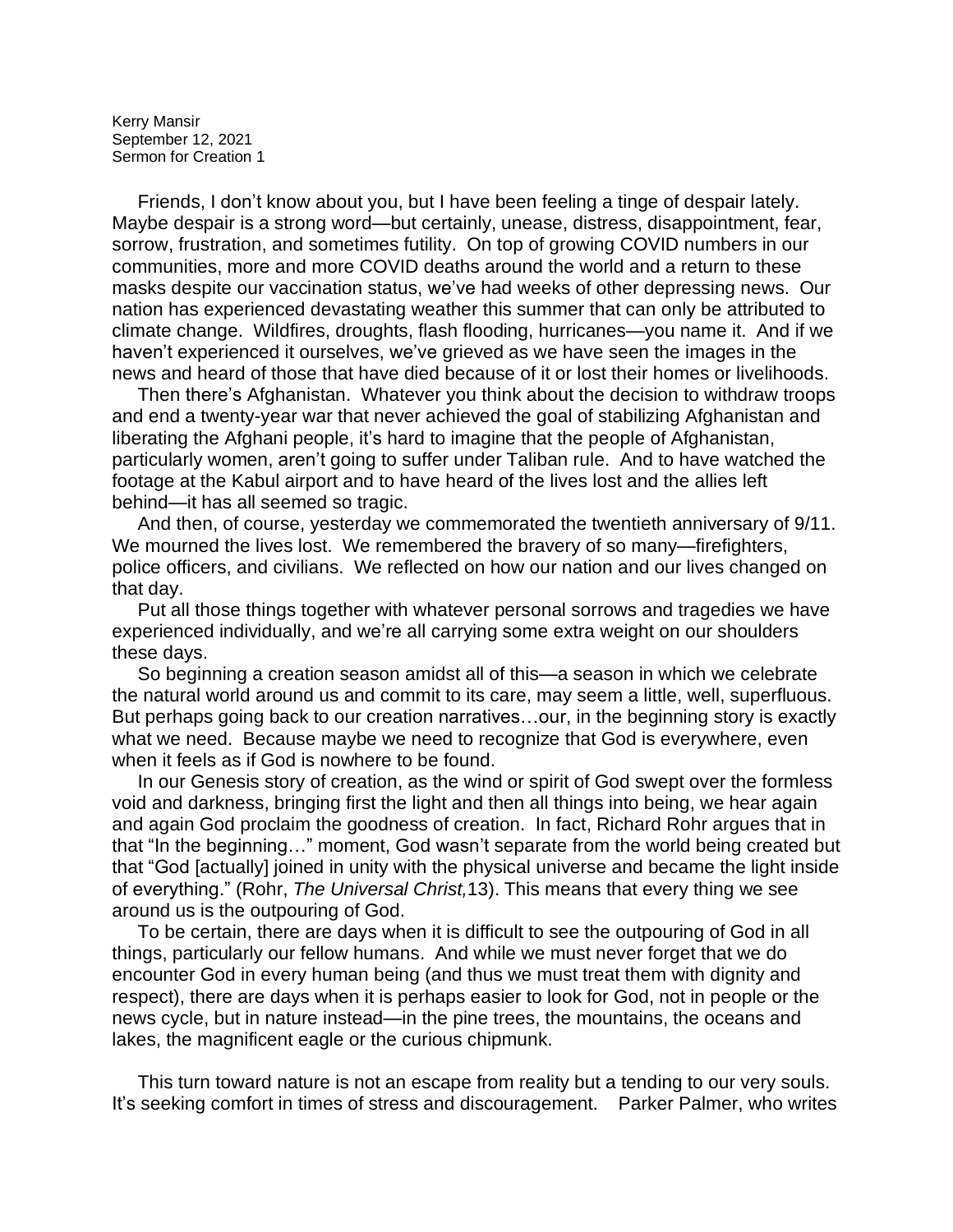Kerry Mansir
September 12, 2021
Sermon for Creation 1

Friends, I don't know about you, but I have been feeling a tinge of despair lately. Maybe despair is a strong word—but certainly, unease, distress, disappointment, fear, sorrow, frustration, and sometimes futility. On top of growing COVID numbers in our communities, more and more COVID deaths around the world and a return to these masks despite our vaccination status, we've had weeks of other depressing news. Our nation has experienced devastating weather this summer that can only be attributed to climate change. Wildfires, droughts, flash flooding, hurricanes—you name it. And if we haven't experienced it ourselves, we've grieved as we have seen the images in the news and heard of those that have died because of it or lost their homes or livelihoods.

Then there's Afghanistan. Whatever you think about the decision to withdraw troops and end a twenty-year war that never achieved the goal of stabilizing Afghanistan and liberating the Afghani people, it's hard to imagine that the people of Afghanistan, particularly women, aren't going to suffer under Taliban rule. And to have watched the footage at the Kabul airport and to have heard of the lives lost and the allies left behind—it has all seemed so tragic.

And then, of course, yesterday we commemorated the twentieth anniversary of 9/11. We mourned the lives lost. We remembered the bravery of so many—firefighters, police officers, and civilians. We reflected on how our nation and our lives changed on that day.

Put all those things together with whatever personal sorrows and tragedies we have experienced individually, and we're all carrying some extra weight on our shoulders these days.

So beginning a creation season amidst all of this—a season in which we celebrate the natural world around us and commit to its care, may seem a little, well, superfluous. But perhaps going back to our creation narratives…our, in the beginning story is exactly what we need. Because maybe we need to recognize that God is everywhere, even when it feels as if God is nowhere to be found.

In our Genesis story of creation, as the wind or spirit of God swept over the formless void and darkness, bringing first the light and then all things into being, we hear again and again God proclaim the goodness of creation. In fact, Richard Rohr argues that in that "In the beginning…" moment, God wasn't separate from the world being created but that "God [actually] joined in unity with the physical universe and became the light inside of everything." (Rohr, *The Universal Christ,*13). This means that every thing we see around us is the outpouring of God.

To be certain, there are days when it is difficult to see the outpouring of God in all things, particularly our fellow humans. And while we must never forget that we do encounter God in every human being (and thus we must treat them with dignity and respect), there are days when it is perhaps easier to look for God, not in people or the news cycle, but in nature instead—in the pine trees, the mountains, the oceans and lakes, the magnificent eagle or the curious chipmunk.

This turn toward nature is not an escape from reality but a tending to our very souls. It's seeking comfort in times of stress and discouragement. Parker Palmer, who writes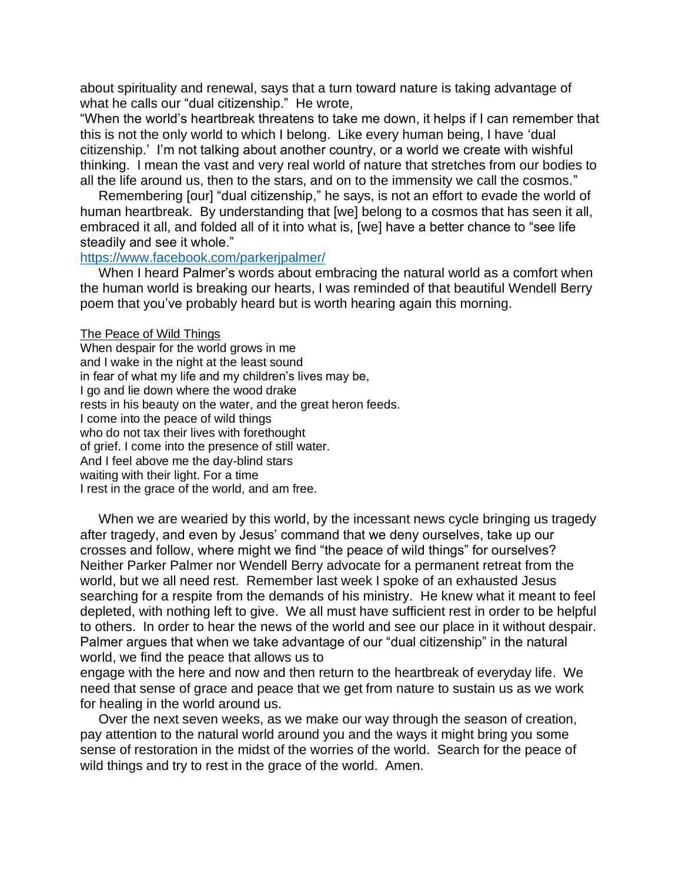about spirituality and renewal, says that a turn toward nature is taking advantage of what he calls our "dual citizenship." He wrote,

"When the world's heartbreak threatens to take me down, it helps if I can remember that this is not the only world to which I belong. Like every human being, I have 'dual citizenship.' I'm not talking about another country, or a world we create with wishful thinking. I mean the vast and very real world of nature that stretches from our bodies to all the life around us, then to the stars, and on to the immensity we call the cosmos."

Remembering [our] "dual citizenship," he says, is not an effort to evade the world of human heartbreak. By understanding that [we] belong to a cosmos that has seen it all, embraced it all, and folded all of it into what is, [we] have a better chance to "see life steadily and see it whole."

https://www.facebook.com/parkerjpalmer/

When I heard Palmer's words about embracing the natural world as a comfort when the human world is breaking our hearts, I was reminded of that beautiful Wendell Berry poem that you've probably heard but is worth hearing again this morning.

<u>The Peace of Wild Things</u>

When despair for the world grows in me  
and I wake in the night at the least sound  
in fear of what my life and my children's lives may be,  
I go and lie down where the wood drake  
rests in his beauty on the water, and the great heron feeds.  
I come into the peace of wild things  
who do not tax their lives with forethought  
of grief. I come into the presence of still water.  
And I feel above me the day-blind stars  
waiting with their light. For a time  
I rest in the grace of the world, and am free.

When we are wearied by this world, by the incessant news cycle bringing us tragedy after tragedy, and even by Jesus' command that we deny ourselves, take up our crosses and follow, where might we find "the peace of wild things" for ourselves? Neither Parker Palmer nor Wendell Berry advocate for a permanent retreat from the world, but we all need rest. Remember last week I spoke of an exhausted Jesus searching for a respite from the demands of his ministry. He knew what it meant to feel depleted, with nothing left to give. We all must have sufficient rest in order to be helpful to others. In order to hear the news of the world and see our place in it without despair. Palmer argues that when we take advantage of our "dual citizenship" in the natural world, we find the peace that allows us to engage with the here and now and then return to the heartbreak of everyday life. We need that sense of grace and peace that we get from nature to sustain us as we work for healing in the world around us.

Over the next seven weeks, as we make our way through the season of creation, pay attention to the natural world around you and the ways it might bring you some sense of restoration in the midst of the worries of the world. Search for the peace of wild things and try to rest in the grace of the world. Amen.